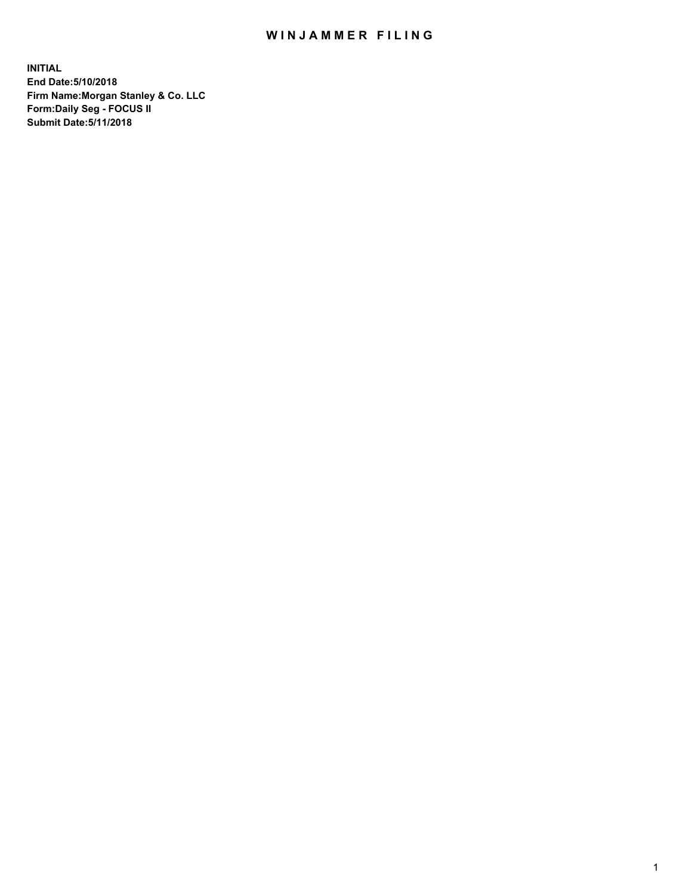# WINJAMMER FILING

**INITIAL**
**End Date:5/10/2018**
**Firm Name:Morgan Stanley & Co. LLC**
**Form:Daily Seg - FOCUS II**
**Submit Date:5/11/2018**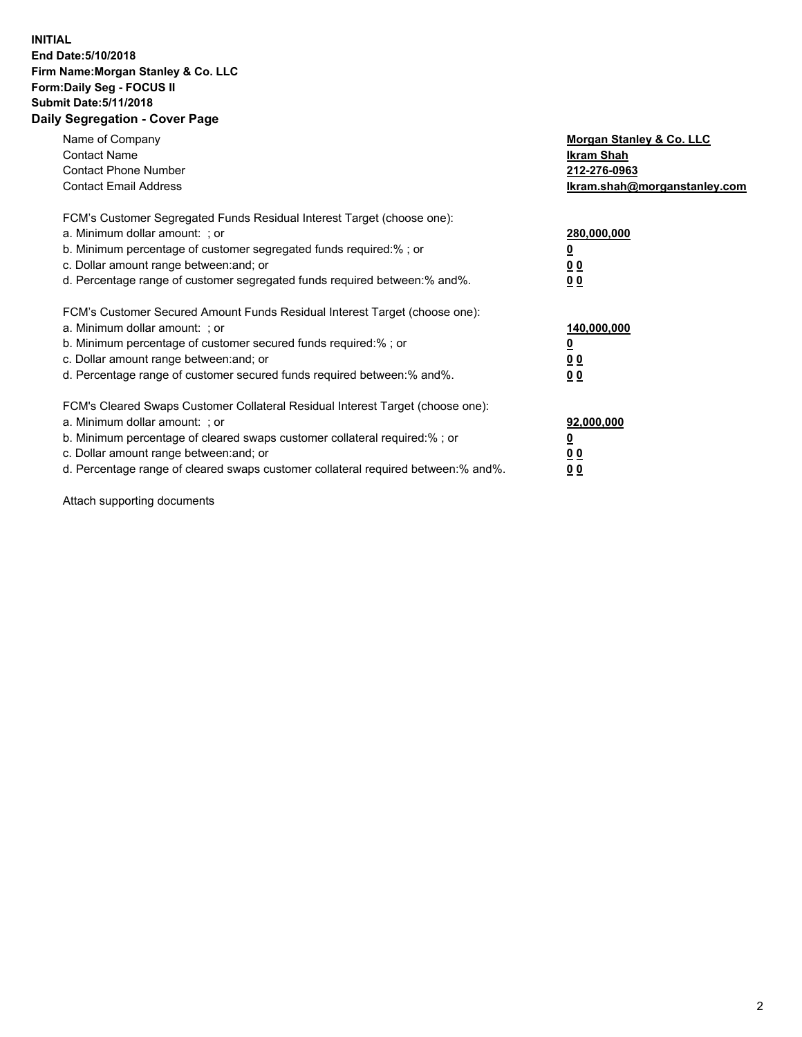**INITIAL**
**End Date:5/10/2018**
**Firm Name:Morgan Stanley & Co. LLC**
**Form:Daily Seg - FOCUS II**
**Submit Date:5/11/2018**
**Daily Segregation - Cover Page**

| | |
|---|---|
| Name of Company | **Morgan Stanley & Co. LLC** |
| Contact Name | **Ikram Shah** |
| Contact Phone Number | **212-276-0963** |
| Contact Email Address | **Ikram.shah@morganstanley.com** |

| | |
|---|---|
| FCM's Customer Segregated Funds Residual Interest Target (choose one): | |
| a. Minimum dollar amount: ; or | **280,000,000** |
| b. Minimum percentage of customer segregated funds required:% ; or | **0** |
| c. Dollar amount range between:and; or | **0 0** |
| d. Percentage range of customer segregated funds required between:% and%. | **0 0** |

| | |
|---|---|
| FCM's Customer Secured Amount Funds Residual Interest Target (choose one): | |
| a. Minimum dollar amount: ; or | **140,000,000** |
| b. Minimum percentage of customer secured funds required:% ; or | **0** |
| c. Dollar amount range between:and; or | **0 0** |
| d. Percentage range of customer secured funds required between:% and%. | **0 0** |

| | |
|---|---|
| FCM's Cleared Swaps Customer Collateral Residual Interest Target (choose one): | |
| a. Minimum dollar amount: ; or | **92,000,000** |
| b. Minimum percentage of cleared swaps customer collateral required:% ; or | **0** |
| c. Dollar amount range between:and; or | **0 0** |
| d. Percentage range of cleared swaps customer collateral required between:% and%. | **0 0** |

Attach supporting documents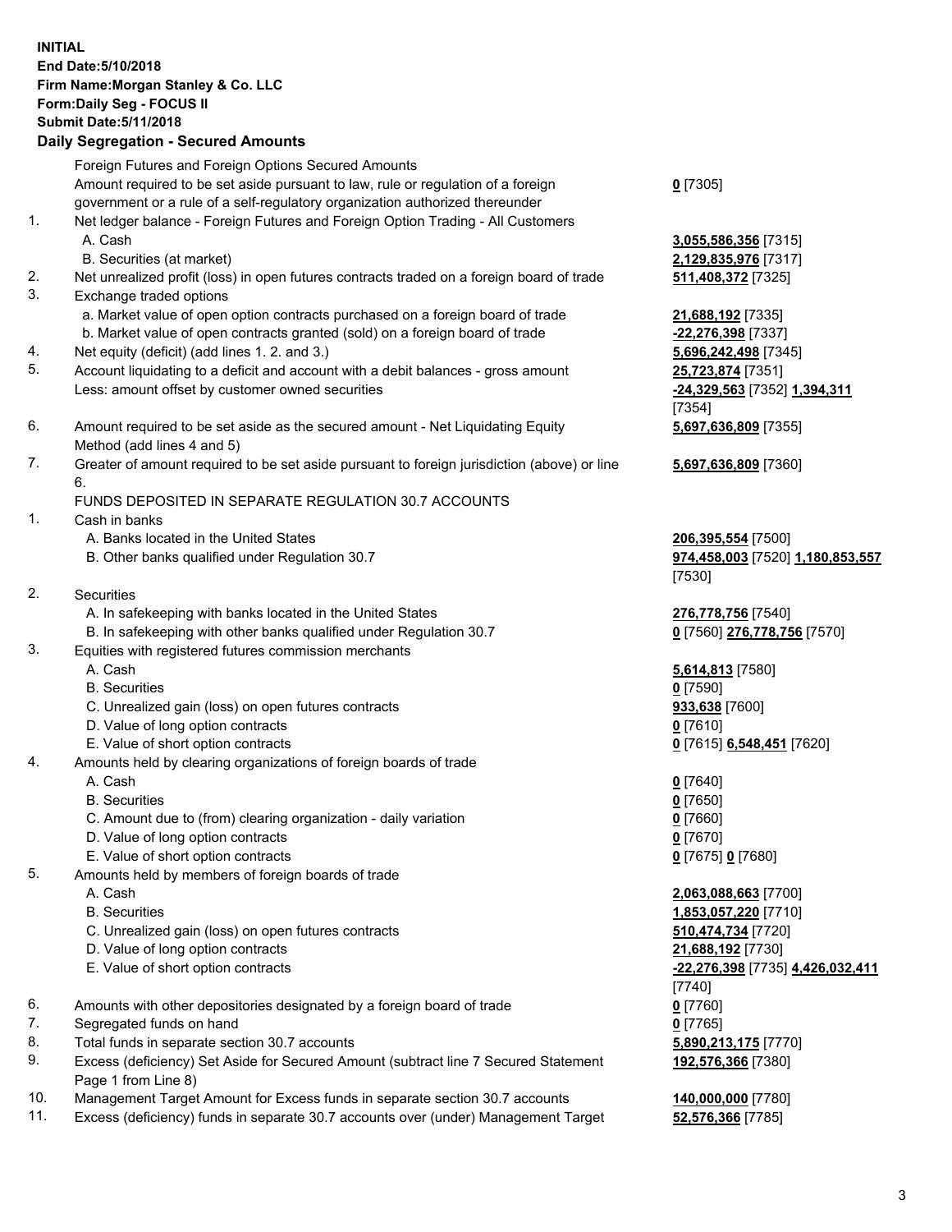**INITIAL**
**End Date:5/10/2018**
**Firm Name:Morgan Stanley & Co. LLC**
**Form:Daily Seg - FOCUS II**
**Submit Date:5/11/2018**

## Daily Segregation - Secured Amounts

| | | |
|---|---|---|
| | Foreign Futures and Foreign Options Secured Amounts | |
| | Amount required to be set aside pursuant to law, rule or regulation of a foreign government or a rule of a self-regulatory organization authorized thereunder | **0** [7305] |
| 1. | Net ledger balance - Foreign Futures and Foreign Option Trading - All Customers | |
| | A. Cash | **3,055,586,356** [7315] |
| | B. Securities (at market) | **2,129,835,976** [7317] |
| 2. | Net unrealized profit (loss) in open futures contracts traded on a foreign board of trade | **511,408,372** [7325] |
| 3. | Exchange traded options | |
| | a. Market value of open option contracts purchased on a foreign board of trade | **21,688,192** [7335] |
| | b. Market value of open contracts granted (sold) on a foreign board of trade | **-22,276,398** [7337] |
| 4. | Net equity (deficit) (add lines 1. 2. and 3.) | **5,696,242,498** [7345] |
| 5. | Account liquidating to a deficit and account with a debit balances - gross amount | **25,723,874** [7351] |
| | Less: amount offset by customer owned securities | **-24,329,563** [7352] **1,394,311** [7354] |
| 6. | Amount required to be set aside as the secured amount - Net Liquidating Equity Method (add lines 4 and 5) | **5,697,636,809** [7355] |
| 7. | Greater of amount required to be set aside pursuant to foreign jurisdiction (above) or line 6. | **5,697,636,809** [7360] |
| | FUNDS DEPOSITED IN SEPARATE REGULATION 30.7 ACCOUNTS | |
| 1. | Cash in banks | |
| | A. Banks located in the United States | **206,395,554** [7500] |
| | B. Other banks qualified under Regulation 30.7 | **974,458,003** [7520] **1,180,853,557** [7530] |
| 2. | Securities | |
| | A. In safekeeping with banks located in the United States | **276,778,756** [7540] |
| | B. In safekeeping with other banks qualified under Regulation 30.7 | **0** [7560] **276,778,756** [7570] |
| 3. | Equities with registered futures commission merchants | |
| | A. Cash | **5,614,813** [7580] |
| | B. Securities | **0** [7590] |
| | C. Unrealized gain (loss) on open futures contracts | **933,638** [7600] |
| | D. Value of long option contracts | **0** [7610] |
| | E. Value of short option contracts | **0** [7615] **6,548,451** [7620] |
| 4. | Amounts held by clearing organizations of foreign boards of trade | |
| | A. Cash | **0** [7640] |
| | B. Securities | **0** [7650] |
| | C. Amount due to (from) clearing organization - daily variation | **0** [7660] |
| | D. Value of long option contracts | **0** [7670] |
| | E. Value of short option contracts | **0** [7675] **0** [7680] |
| 5. | Amounts held by members of foreign boards of trade | |
| | A. Cash | **2,063,088,663** [7700] |
| | B. Securities | **1,853,057,220** [7710] |
| | C. Unrealized gain (loss) on open futures contracts | **510,474,734** [7720] |
| | D. Value of long option contracts | **21,688,192** [7730] |
| | E. Value of short option contracts | **-22,276,398** [7735] **4,426,032,411** [7740] |
| 6. | Amounts with other depositories designated by a foreign board of trade | **0** [7760] |
| 7. | Segregated funds on hand | **0** [7765] |
| 8. | Total funds in separate section 30.7 accounts | **5,890,213,175** [7770] |
| 9. | Excess (deficiency) Set Aside for Secured Amount (subtract line 7 Secured Statement Page 1 from Line 8) | **192,576,366** [7380] |
| 10. | Management Target Amount for Excess funds in separate section 30.7 accounts | **140,000,000** [7780] |
| 11. | Excess (deficiency) funds in separate 30.7 accounts over (under) Management Target | **52,576,366** [7785] |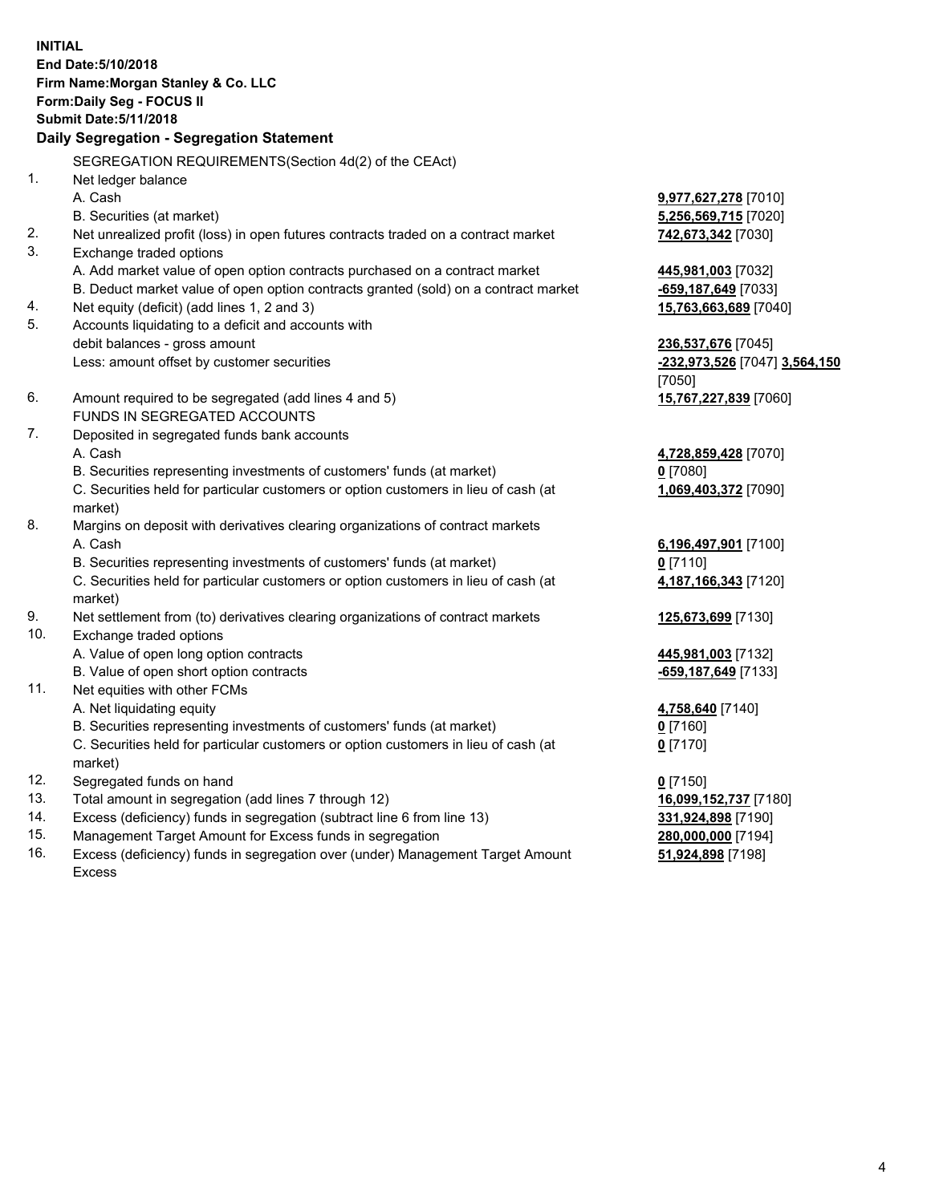**INITIAL**
**End Date:5/10/2018**
**Firm Name:Morgan Stanley & Co. LLC**
**Form:Daily Seg - FOCUS II**
**Submit Date:5/11/2018**

**Daily Segregation - Segregation Statement**

| | | |
|---|---|---|
| | SEGREGATION REQUIREMENTS(Section 4d(2) of the CEAct) | |
| 1. | Net ledger balance | |
| | A. Cash | **9,977,627,278** [7010] |
| | B. Securities (at market) | **5,256,569,715** [7020] |
| 2. | Net unrealized profit (loss) in open futures contracts traded on a contract market | **742,673,342** [7030] |
| 3. | Exchange traded options | |
| | A. Add market value of open option contracts purchased on a contract market | **445,981,003** [7032] |
| | B. Deduct market value of open option contracts granted (sold) on a contract market | **-659,187,649** [7033] |
| 4. | Net equity (deficit) (add lines 1, 2 and 3) | **15,763,663,689** [7040] |
| 5. | Accounts liquidating to a deficit and accounts with debit balances - gross amount | **236,537,676** [7045] |
| | Less: amount offset by customer securities | **-232,973,526** [7047] **3,564,150** [7050] |
| 6. | Amount required to be segregated (add lines 4 and 5) | **15,767,227,839** [7060] |
| | FUNDS IN SEGREGATED ACCOUNTS | |
| 7. | Deposited in segregated funds bank accounts | |
| | A. Cash | **4,728,859,428** [7070] |
| | B. Securities representing investments of customers' funds (at market) | **0** [7080] |
| | C. Securities held for particular customers or option customers in lieu of cash (at market) | **1,069,403,372** [7090] |
| 8. | Margins on deposit with derivatives clearing organizations of contract markets | |
| | A. Cash | **6,196,497,901** [7100] |
| | B. Securities representing investments of customers' funds (at market) | **0** [7110] |
| | C. Securities held for particular customers or option customers in lieu of cash (at market) | **4,187,166,343** [7120] |
| 9. | Net settlement from (to) derivatives clearing organizations of contract markets | **125,673,699** [7130] |
| 10. | Exchange traded options | |
| | A. Value of open long option contracts | **445,981,003** [7132] |
| | B. Value of open short option contracts | **-659,187,649** [7133] |
| 11. | Net equities with other FCMs | |
| | A. Net liquidating equity | **4,758,640** [7140] |
| | B. Securities representing investments of customers' funds (at market) | **0** [7160] |
| | C. Securities held for particular customers or option customers in lieu of cash (at market) | **0** [7170] |
| 12. | Segregated funds on hand | **0** [7150] |
| 13. | Total amount in segregation (add lines 7 through 12) | **16,099,152,737** [7180] |
| 14. | Excess (deficiency) funds in segregation (subtract line 6 from line 13) | **331,924,898** [7190] |
| 15. | Management Target Amount for Excess funds in segregation | **280,000,000** [7194] |
| 16. | Excess (deficiency) funds in segregation over (under) Management Target Amount Excess | **51,924,898** [7198] |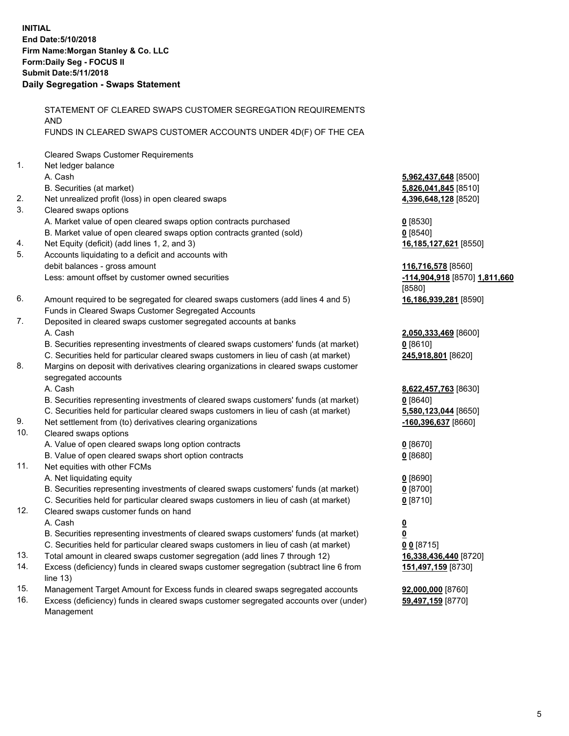**INITIAL**
**End Date:5/10/2018**
**Firm Name:Morgan Stanley & Co. LLC**
**Form:Daily Seg - FOCUS II**
**Submit Date:5/11/2018**
**Daily Segregation - Swaps Statement**

STATEMENT OF CLEARED SWAPS CUSTOMER SEGREGATION REQUIREMENTS AND FUNDS IN CLEARED SWAPS CUSTOMER ACCOUNTS UNDER 4D(F) OF THE CEA

| | | |
|---|---|---|
| | Cleared Swaps Customer Requirements | |
| 1. | Net ledger balance | |
| | A. Cash | **5,962,437,648** [8500] |
| | B. Securities (at market) | **5,826,041,845** [8510] |
| 2. | Net unrealized profit (loss) in open cleared swaps | **4,396,648,128** [8520] |
| 3. | Cleared swaps options | |
| | A. Market value of open cleared swaps option contracts purchased | **0** [8530] |
| | B. Market value of open cleared swaps option contracts granted (sold) | **0** [8540] |
| 4. | Net Equity (deficit) (add lines 1, 2, and 3) | **16,185,127,621** [8550] |
| 5. | Accounts liquidating to a deficit and accounts with debit balances - gross amount | **116,716,578** [8560] |
| | Less: amount offset by customer owned securities | **-114,904,918** [8570] **1,811,660** [8580] |
| 6. | Amount required to be segregated for cleared swaps customers (add lines 4 and 5) | **16,186,939,281** [8590] |
| | Funds in Cleared Swaps Customer Segregated Accounts | |
| 7. | Deposited in cleared swaps customer segregated accounts at banks | |
| | A. Cash | **2,050,333,469** [8600] |
| | B. Securities representing investments of cleared swaps customers' funds (at market) | **0** [8610] |
| | C. Securities held for particular cleared swaps customers in lieu of cash (at market) | **245,918,801** [8620] |
| 8. | Margins on deposit with derivatives clearing organizations in cleared swaps customer segregated accounts | |
| | A. Cash | **8,622,457,763** [8630] |
| | B. Securities representing investments of cleared swaps customers' funds (at market) | **0** [8640] |
| | C. Securities held for particular cleared swaps customers in lieu of cash (at market) | **5,580,123,044** [8650] |
| 9. | Net settlement from (to) derivatives clearing organizations | **-160,396,637** [8660] |
| 10. | Cleared swaps options | |
| | A. Value of open cleared swaps long option contracts | **0** [8670] |
| | B. Value of open cleared swaps short option contracts | **0** [8680] |
| 11. | Net equities with other FCMs | |
| | A. Net liquidating equity | **0** [8690] |
| | B. Securities representing investments of cleared swaps customers' funds (at market) | **0** [8700] |
| | C. Securities held for particular cleared swaps customers in lieu of cash (at market) | **0** [8710] |
| 12. | Cleared swaps customer funds on hand | |
| | A. Cash | **0** |
| | B. Securities representing investments of cleared swaps customers' funds (at market) | **0** |
| | C. Securities held for particular cleared swaps customers in lieu of cash (at market) | **0** **0** [8715] |
| 13. | Total amount in cleared swaps customer segregation (add lines 7 through 12) | **16,338,436,440** [8720] |
| 14. | Excess (deficiency) funds in cleared swaps customer segregation (subtract line 6 from line 13) | **151,497,159** [8730] |
| 15. | Management Target Amount for Excess funds in cleared swaps segregated accounts | **92,000,000** [8760] |
| 16. | Excess (deficiency) funds in cleared swaps customer segregated accounts over (under) Management | **59,497,159** [8770] |